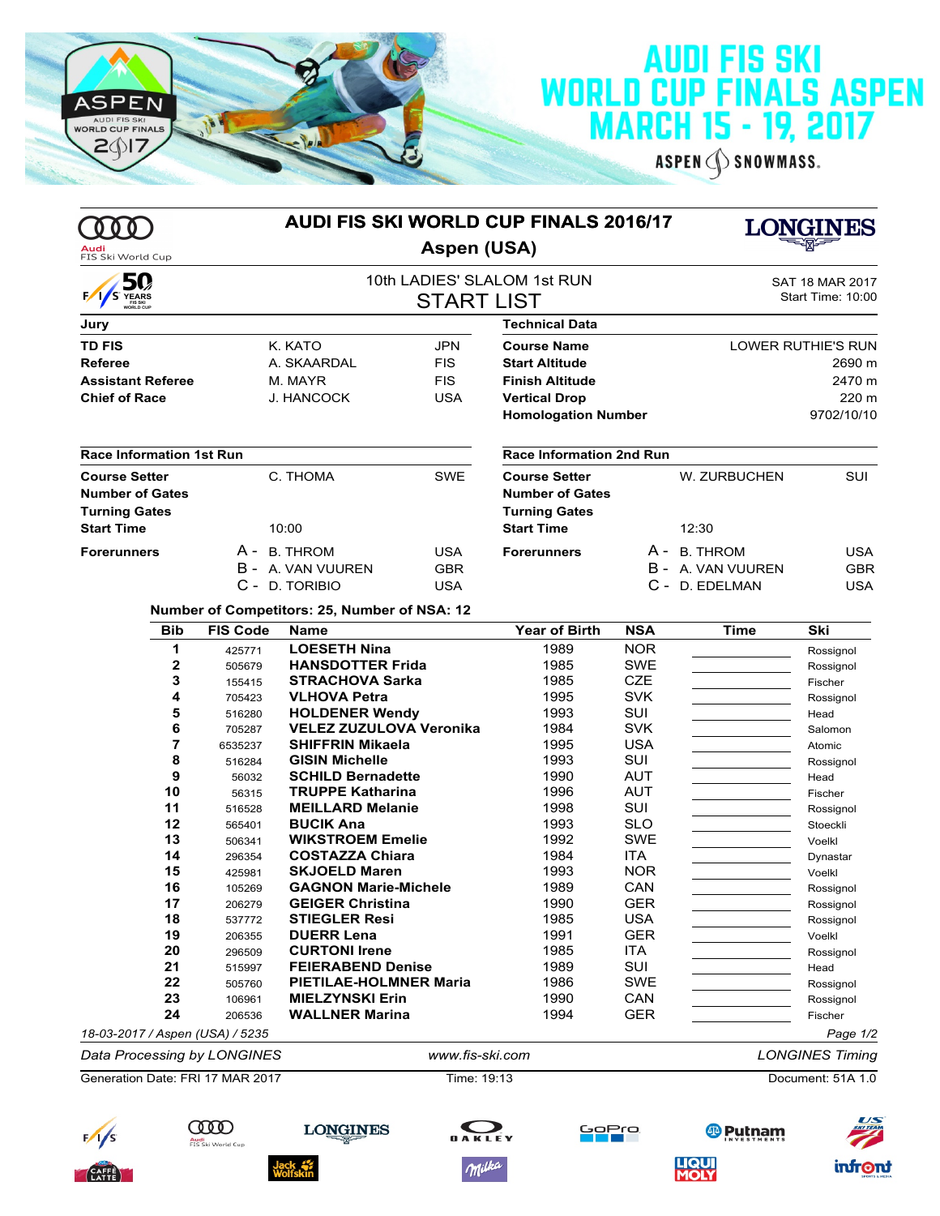# AUDI FIS SKI WORLD CUP FINALS ASPEN
## MARCH 15 - 19, 2017

ASPEN SNOWMASS

# AUDI FIS SKI WORLD CUP FINALS 2016/17

## Aspen (USA)

### 10th LADIES' SLALOM 1st RUN
### START LIST

SAT 18 MAR 2017
Start Time: 10:00

| Jury | | |
|---|---|---|
| **TD FIS** | K. KATO | JPN |
| **Referee** | A. SKAARDAL | FIS |
| **Assistant Referee** | M. MAYR | FIS |
| **Chief of Race** | J. HANCOCK | USA |

| Technical Data | |
|---|---|
| **Course Name** | LOWER RUTHIE'S RUN |
| **Start Altitude** | 2690 m |
| **Finish Altitude** | 2470 m |
| **Vertical Drop** | 220 m |
| **Homologation Number** | 9702/10/10 |

| Race Information 1st Run | | |
|---|---|---|
| **Course Setter** | C. THOMA | SWE |
| **Number of Gates** | | |
| **Turning Gates** | | |
| **Start Time** | 10:00 | |
| **Forerunners** | A - B. THROM | USA |
| | B - A. VAN VUUREN | GBR |
| | C - D. TORIBIO | USA |

| Race Information 2nd Run | | |
|---|---|---|
| **Course Setter** | W. ZURBUCHEN | SUI |
| **Number of Gates** | | |
| **Turning Gates** | | |
| **Start Time** | 12:30 | |
| **Forerunners** | A - B. THROM | USA |
| | B - A. VAN VUUREN | GBR |
| | C - D. EDELMAN | USA |

**Number of Competitors: 25, Number of NSA: 12**

| Bib | FIS Code | Name | Year of Birth | NSA | Time | Ski |
|---|---|---|---|---|---|---|
| 1 | 425771 | **LOESETH Nina** | 1989 | NOR | | Rossignol |
| 2 | 505679 | **HANSDOTTER Frida** | 1985 | SWE | | Rossignol |
| 3 | 155415 | **STRACHOVA Sarka** | 1985 | CZE | | Fischer |
| 4 | 705423 | **VLHOVA Petra** | 1995 | SVK | | Rossignol |
| 5 | 516280 | **HOLDENER Wendy** | 1993 | SUI | | Head |
| 6 | 705287 | **VELEZ ZUZULOVA Veronika** | 1984 | SVK | | Salomon |
| 7 | 6535237 | **SHIFFRIN Mikaela** | 1995 | USA | | Atomic |
| 8 | 516284 | **GISIN Michelle** | 1993 | SUI | | Rossignol |
| 9 | 56032 | **SCHILD Bernadette** | 1990 | AUT | | Head |
| 10 | 56315 | **TRUPPE Katharina** | 1996 | AUT | | Fischer |
| 11 | 516528 | **MEILLARD Melanie** | 1998 | SUI | | Rossignol |
| 12 | 565401 | **BUCIK Ana** | 1993 | SLO | | Stoeckli |
| 13 | 506341 | **WIKSTROEM Emelie** | 1992 | SWE | | Voelkl |
| 14 | 296354 | **COSTAZZA Chiara** | 1984 | ITA | | Dynastar |
| 15 | 425981 | **SKJOELD Maren** | 1993 | NOR | | Voelkl |
| 16 | 105269 | **GAGNON Marie-Michele** | 1989 | CAN | | Rossignol |
| 17 | 206279 | **GEIGER Christina** | 1990 | GER | | Rossignol |
| 18 | 537772 | **STIEGLER Resi** | 1985 | USA | | Rossignol |
| 19 | 206355 | **DUERR Lena** | 1991 | GER | | Voelkl |
| 20 | 296509 | **CURTONI Irene** | 1985 | ITA | | Rossignol |
| 21 | 515997 | **FEIERABEND Denise** | 1989 | SUI | | Head |
| 22 | 505760 | **PIETILAE-HOLMNER Maria** | 1986 | SWE | | Rossignol |
| 23 | 106961 | **MIELZYNSKI Erin** | 1990 | CAN | | Rossignol |
| 24 | 206536 | **WALLNER Marina** | 1994 | GER | | Fischer |

*18-03-2017 / Aspen (USA) / 5235*

*Data Processing by LONGINES* | *www.fis-ski.com* | *LONGINES Timing*

Generation Date: FRI 17 MAR 2017 | Time: 19:13 | Document: 51A 1.0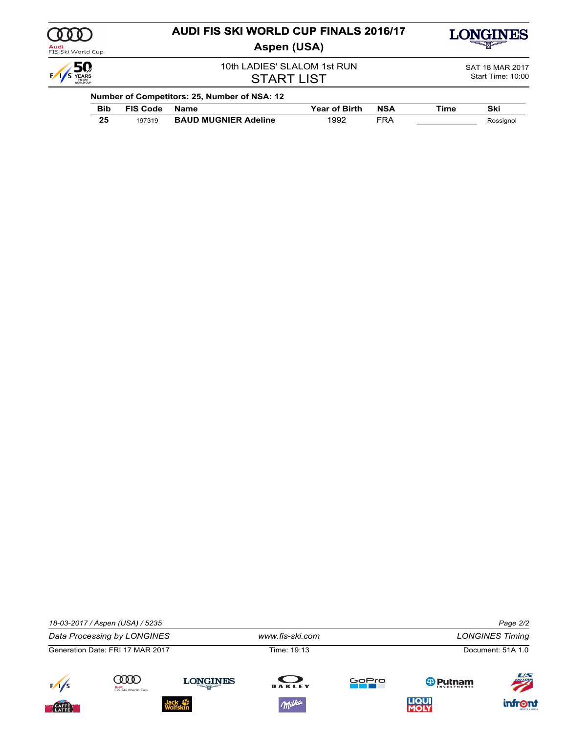# AUDI FIS SKI WORLD CUP FINALS 2016/17

## Aspen (USA)

10th LADIES' SLALOM 1st RUN

START LIST

SAT 18 MAR 2017
Start Time: 10:00

**Number of Competitors: 25, Number of NSA: 12**

| Bib | FIS Code | Name | Year of Birth | NSA | Time | Ski |
|---|---|---|---|---|---|---|
| 25 | 197319 | BAUD MUGNIER Adeline | 1992 | FRA | | Rossignol |

*18-03-2017 / Aspen (USA) / 5235*

*Data Processing by LONGINES* — *www.fis-ski.com* — *LONGINES Timing*

Generation Date: FRI 17 MAR 2017 — Time: 19:13 — Document: 51A 1.0